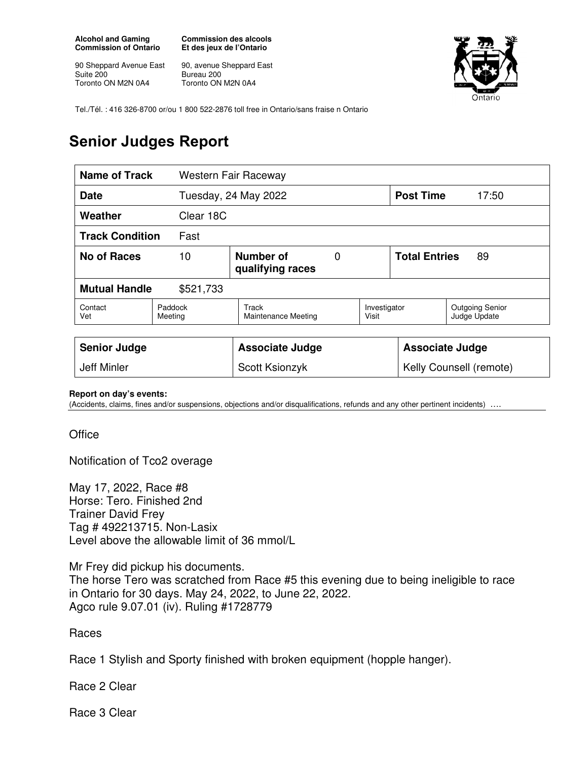**Alcohol and Gaming Commission of Ontario**

90 Sheppard Avenue East
Suite 200
Toronto ON M2N 0A4

**Commission des alcools Et des jeux de l'Ontario**

90, avenue Sheppard East
Bureau 200
Toronto ON M2N 0A4

Tel./Tél. : 416 326-8700 or/ou 1 800 522-2876 toll free in Ontario/sans fraise n Ontario

# Senior Judges Report

| **Name of Track** | Western Fair Raceway | | | | |
|---|---|---|---|---|---|
| **Date** | Tuesday, 24 May 2022 | | | **Post Time** | 17:50 |
| **Weather** | Clear 18C | | | | |
| **Track Condition** | Fast | | | | |
| **No of Races** | 10 | **Number of qualifying races** | 0 | **Total Entries** | 89 |
| **Mutual Handle** | $521,733 | | | | |
| Contact Vet | Paddock Meeting | Track Maintenance Meeting | | Investigator Visit | Outgoing Senior Judge Update |

| **Senior Judge** | **Associate Judge** | **Associate Judge** |
|---|---|---|
| Jeff Minler | Scott Ksionzyk | Kelly Counsell (remote) |

**Report on day's events:**
(Accidents, claims, fines and/or suspensions, objections and/or disqualifications, refunds and any other pertinent incidents) ….

Office

Notification of Tco2 overage

May 17, 2022, Race #8
Horse: Tero. Finished 2nd
Trainer David Frey
Tag # 492213715. Non-Lasix
Level above the allowable limit of 36 mmol/L

Mr Frey did pickup his documents.
The horse Tero was scratched from Race #5 this evening due to being ineligible to race in Ontario for 30 days. May 24, 2022, to June 22, 2022.
Agco rule 9.07.01 (iv). Ruling #1728779

Races

Race 1 Stylish and Sporty finished with broken equipment (hopple hanger).

Race 2 Clear

Race 3 Clear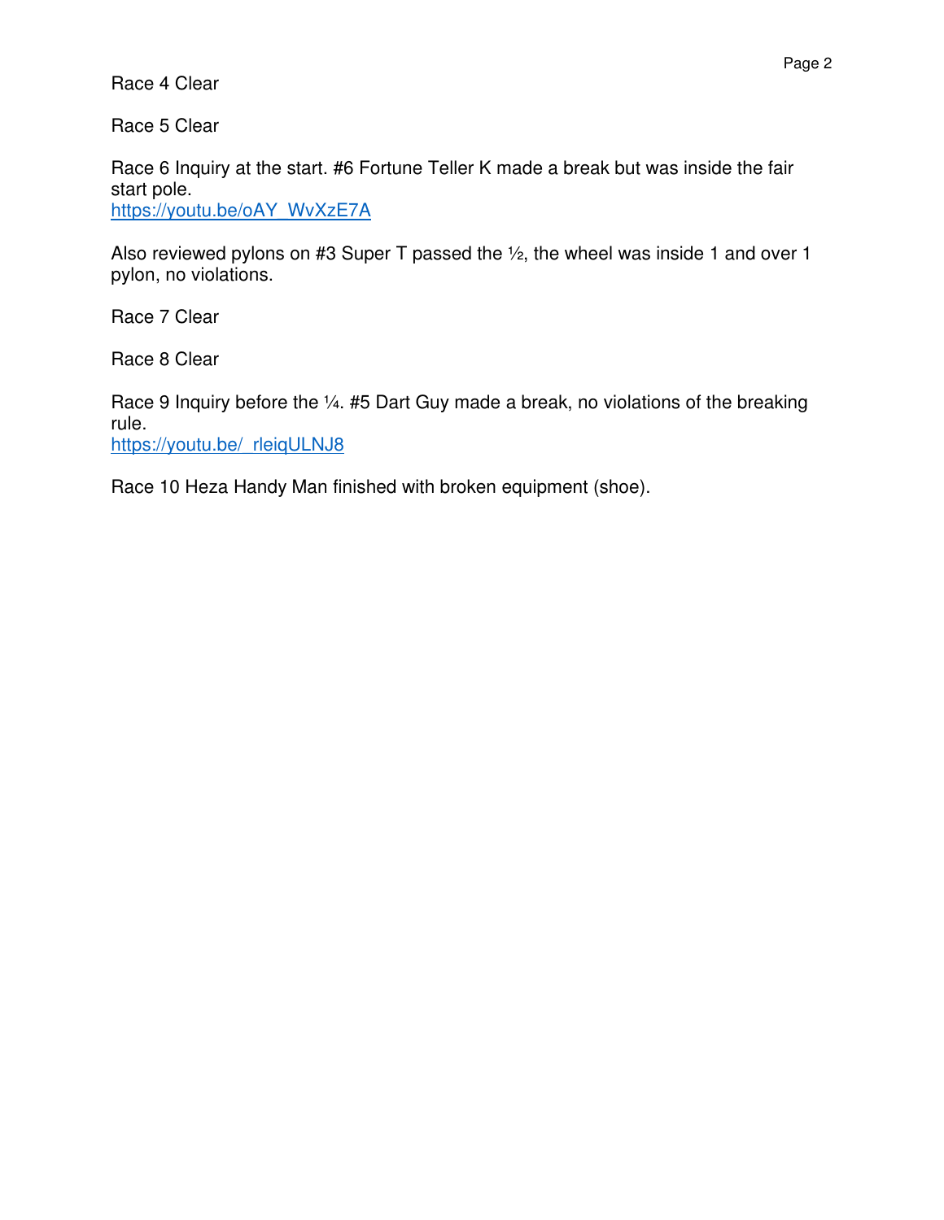Race 4 Clear

Race 5 Clear

Race 6 Inquiry at the start. #6 Fortune Teller K made a break but was inside the fair start pole.
https://youtu.be/oAY_WvXzE7A

Also reviewed pylons on #3 Super T passed the ½, the wheel was inside 1 and over 1 pylon, no violations.

Race 7 Clear

Race 8 Clear

Race 9 Inquiry before the ¼. #5 Dart Guy made a break, no violations of the breaking rule.
https://youtu.be/_rleiqULNJ8

Race 10 Heza Handy Man finished with broken equipment (shoe).